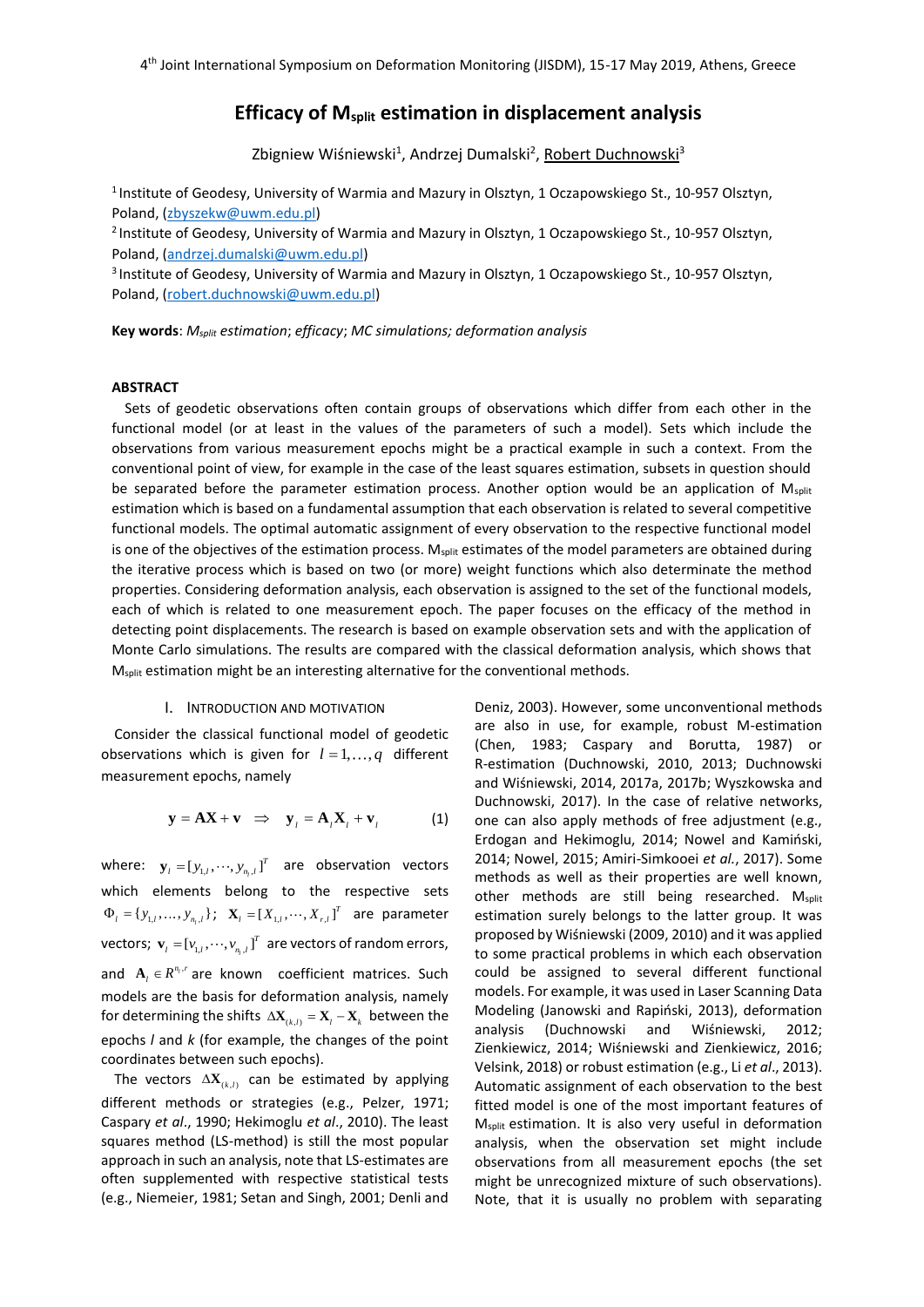# Efficacy of $M_{split}$ estimation in displacement analysis

Zbigniew Wiśniewski[1], Andrzej Dumalski[2], Robert Duchnowski[3]

[1] Institute of Geodesy, University of Warmia and Mazury in Olsztyn, 1 Oczapowskiego St., 10-957 Olsztyn, Poland, (zbyszekw@uwm.edu.pl)

[2] Institute of Geodesy, University of Warmia and Mazury in Olsztyn, 1 Oczapowskiego St., 10-957 Olsztyn, Poland, (andrzej.dumalski@uwm.edu.pl)

[3] Institute of Geodesy, University of Warmia and Mazury in Olsztyn, 1 Oczapowskiego St., 10-957 Olsztyn, Poland, (robert.duchnowski@uwm.edu.pl)

**Key words**: *$M_{split}$ estimation*; *efficacy*; *MC simulations; deformation analysis*

## ABSTRACT

Sets of geodetic observations often contain groups of observations which differ from each other in the functional model (or at least in the values of the parameters of such a model). Sets which include the observations from various measurement epochs might be a practical example in such a context. From the conventional point of view, for example in the case of the least squares estimation, subsets in question should be separated before the parameter estimation process. Another option would be an application of $M_{split}$ estimation which is based on a fundamental assumption that each observation is related to several competitive functional models. The optimal automatic assignment of every observation to the respective functional model is one of the objectives of the estimation process. $M_{split}$ estimates of the model parameters are obtained during the iterative process which is based on two (or more) weight functions which also determine the method properties. Considering deformation analysis, each observation is assigned to the set of the functional models, each of which is related to one measurement epoch. The paper focuses on the efficacy of the method in detecting point displacements. The research is based on example observation sets and with the application of Monte Carlo simulations. The results are compared with the classical deformation analysis, which shows that $M_{split}$ estimation might be an interesting alternative for the conventional methods.

## I. INTRODUCTION AND MOTIVATION

Consider the classical functional model of geodetic observations which is given for $l = 1, \ldots, q$ different measurement epochs, namely

$$\mathbf{y} = \mathbf{A}\mathbf{X} + \mathbf{v} \;\; \Rightarrow \;\; \mathbf{y}_l = \mathbf{A}_l \mathbf{X}_l + \mathbf{v}_l \qquad (1)$$

where: $\mathbf{y}_l = [y_{1,l}, \cdots, y_{n_l,l}]^T$ are observation vectors which elements belong to the respective sets $\Phi_l = \{y_{1,l}, \ldots, y_{n_l,l}\}$; $\mathbf{X}_l = [X_{1,l}, \cdots, X_{r,l}]^T$ are parameter vectors; $\mathbf{v}_l = [v_{1,l}, \cdots, v_{n_l,l}]^T$ are vectors of random errors, and $\mathbf{A}_l \in R^{n_l,r}$ are known coefficient matrices. Such models are the basis for deformation analysis, namely for determining the shifts $\Delta\mathbf{X}_{(k,l)} = \mathbf{X}_l - \mathbf{X}_k$ between the epochs $l$ and $k$ (for example, the changes of the point coordinates between such epochs).

The vectors $\Delta\mathbf{X}_{(k,l)}$ can be estimated by applying different methods or strategies (e.g., Pelzer, 1971; Caspary *et al*., 1990; Hekimoglu *et al*., 2010). The least squares method (LS-method) is still the most popular approach in such an analysis, note that LS-estimates are often supplemented with respective statistical tests (e.g., Niemeier, 1981; Setan and Singh, 2001; Denli and Deniz, 2003). However, some unconventional methods are also in use, for example, robust M-estimation (Chen, 1983; Caspary and Borutta, 1987) or R-estimation (Duchnowski, 2010, 2013; Duchnowski and Wiśniewski, 2014, 2017a, 2017b; Wyszkowska and Duchnowski, 2017). In the case of relative networks, one can also apply methods of free adjustment (e.g., Erdogan and Hekimoglu, 2014; Nowel and Kamiński, 2014; Nowel, 2015; Amiri-Simkooei *et al.*, 2017). Some methods as well as their properties are well known, other methods are still being researched. $M_{split}$ estimation surely belongs to the latter group. It was proposed by Wiśniewski (2009, 2010) and it was applied to some practical problems in which each observation could be assigned to several different functional models. For example, it was used in Laser Scanning Data Modeling (Janowski and Rapiński, 2013), deformation analysis (Duchnowski and Wiśniewski, 2012; Zienkiewicz, 2014; Wiśniewski and Zienkiewicz, 2016; Velsink, 2018) or robust estimation (e.g., Li *et al*., 2013). Automatic assignment of each observation to the best fitted model is one of the most important features of $M_{split}$ estimation. It is also very useful in deformation analysis, when the observation set might include observations from all measurement epochs (the set might be unrecognized mixture of such observations). Note, that it is usually no problem with separating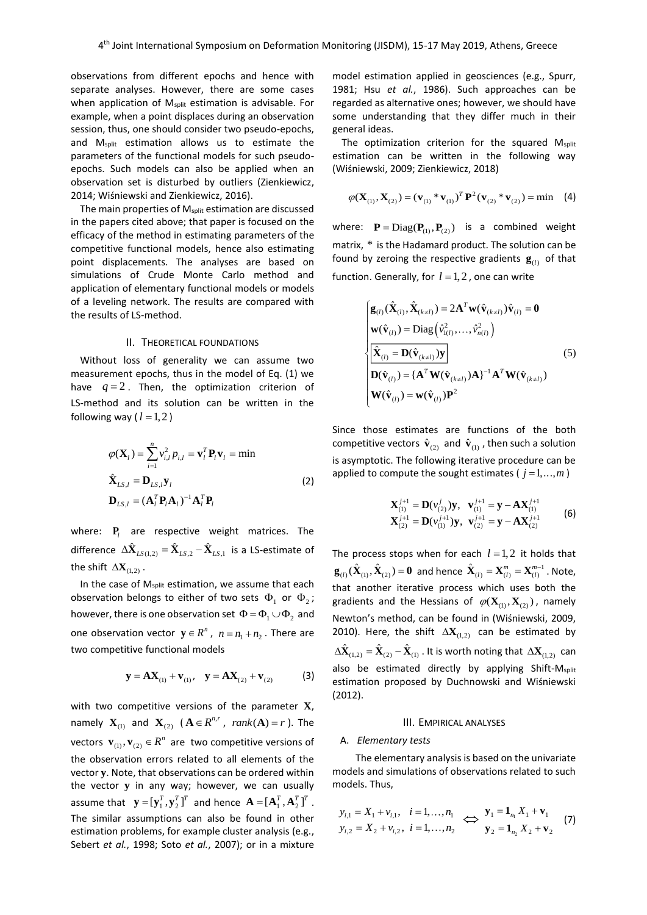observations from different epochs and hence with separate analyses. However, there are some cases when application of $M_{split}$ estimation is advisable. For example, when a point displaces during an observation session, thus, one should consider two pseudo-epochs, and $M_{split}$ estimation allows us to estimate the parameters of the functional models for such pseudo-epochs. Such models can also be applied when an observation set is disturbed by outliers (Zienkiewicz, 2014; Wiśniewski and Zienkiewicz, 2016).

The main properties of $M_{split}$ estimation are discussed in the papers cited above; that paper is focused on the efficacy of the method in estimating parameters of the competitive functional models, hence also estimating point displacements. The analyses are based on simulations of Crude Monte Carlo method and application of elementary functional models or models of a leveling network. The results are compared with the results of LS-method.

## II. Theoretical Foundations

Without loss of generality we can assume two measurement epochs, thus in the model of Eq. (1) we have $q = 2$. Then, the optimization criterion of LS-method and its solution can be written in the following way ($l = 1, 2$)

$$
\begin{aligned}
&\varphi(\mathbf{X}_l) = \sum_{i=1}^{n} v_{i,l}^2 p_{i,l} = \mathbf{v}_l^T \mathbf{P}_l \mathbf{v}_l = \min \\
&\hat{\mathbf{X}}_{LS,l} = \mathbf{D}_{LS,l} \mathbf{y}_l \\
&\mathbf{D}_{LS,l} = (\mathbf{A}_l^T \mathbf{P}_l \mathbf{A}_l)^{-1} \mathbf{A}_l^T \mathbf{P}_l
\end{aligned}
\tag{2}
$$

where: $\mathbf{P}_l$ are respective weight matrices. The difference $\Delta\hat{\mathbf{X}}_{LS(1,2)} = \hat{\mathbf{X}}_{LS,2} - \hat{\mathbf{X}}_{LS,1}$ is a LS-estimate of the shift $\Delta\mathbf{X}_{(1,2)}$.

In the case of $M_{split}$ estimation, we assume that each observation belongs to either of two sets $\Phi_1$ or $\Phi_2$; however, there is one observation set $\Phi = \Phi_1 \cup \Phi_2$ and one observation vector $\mathbf{y} \in R^n$, $n = n_1 + n_2$. There are two competitive functional models

$$
\mathbf{y} = \mathbf{A}\mathbf{X}_{(1)} + \mathbf{v}_{(1)}, \quad \mathbf{y} = \mathbf{A}\mathbf{X}_{(2)} + \mathbf{v}_{(2)} \tag{3}
$$

with two competitive versions of the parameter $\mathbf{X}$, namely $\mathbf{X}_{(1)}$ and $\mathbf{X}_{(2)}$ ($\mathbf{A} \in R^{n,r}$, $rank(\mathbf{A}) = r$). The vectors $\mathbf{v}_{(1)}, \mathbf{v}_{(2)} \in R^n$ are two competitive versions of the observation errors related to all elements of the vector $\mathbf{y}$. Note, that observations can be ordered within the vector $\mathbf{y}$ in any way; however, we can usually assume that $\mathbf{y} = [\mathbf{y}_1^T, \mathbf{y}_2^T]^T$ and hence $\mathbf{A} = [\mathbf{A}_1^T, \mathbf{A}_2^T]^T$. The similar assumptions can also be found in other estimation problems, for example cluster analysis (e.g., Sebert *et al.*, 1998; Soto *et al.*, 2007); or in a mixture model estimation applied in geosciences (e.g., Spurr, 1981; Hsu *et al.*, 1986). Such approaches can be regarded as alternative ones; however, we should have some understanding that they differ much in their general ideas.

The optimization criterion for the squared $M_{split}$ estimation can be written in the following way (Wiśniewski, 2009; Zienkiewicz, 2018)

$$
\varphi(\mathbf{X}_{(1)}, \mathbf{X}_{(2)}) = (\mathbf{v}_{(1)} * \mathbf{v}_{(1)})^T \mathbf{P}^2 (\mathbf{v}_{(2)} * \mathbf{v}_{(2)}) = \min \tag{4}
$$

where: $\mathbf{P} = \mathrm{Diag}(\mathbf{P}_{(1)}, \mathbf{P}_{(2)})$ is a combined weight matrix, * is the Hadamard product. The solution can be found by zeroing the respective gradients $\mathbf{g}_{(l)}$ of that function. Generally, for $l = 1, 2$, one can write

$$
\begin{cases}
\mathbf{g}_{(l)}(\hat{\mathbf{X}}_{(l)}, \hat{\mathbf{X}}_{(k \neq l)}) = 2\mathbf{A}^T \mathbf{w}(\hat{\mathbf{v}}_{(k \neq l)}) \hat{\mathbf{v}}_{(l)} = \mathbf{0} \\
\mathbf{w}(\hat{\mathbf{v}}_{(l)}) = \mathrm{Diag}\left(\hat{v}_{1(l)}^2, \ldots, \hat{v}_{n(l)}^2\right) \\
\boxed{\hat{\mathbf{X}}_{(l)} = \mathbf{D}(\hat{\mathbf{v}}_{(k \neq l)}) \mathbf{y}} \\
\mathbf{D}(\hat{\mathbf{v}}_{(l)}) = \{\mathbf{A}^T \mathbf{W}(\hat{\mathbf{v}}_{(k \neq l)}) \mathbf{A}\}^{-1} \mathbf{A}^T \mathbf{W}(\hat{\mathbf{v}}_{(k \neq l)}) \\
\mathbf{W}(\hat{\mathbf{v}}_{(l)}) = \mathbf{w}(\hat{\mathbf{v}}_{(l)}) \mathbf{P}^2
\end{cases}
\tag{5}
$$

Since those estimates are functions of the both competitive vectors $\hat{\mathbf{v}}_{(2)}$ and $\hat{\mathbf{v}}_{(1)}$, then such a solution is asymptotic. The following iterative procedure can be applied to compute the sought estimates ($j = 1, \ldots, m$)

$$
\begin{aligned}
&\mathbf{X}_{(1)}^{j+1} = \mathbf{D}(v_{(2)}^j)\mathbf{y}, \quad \mathbf{v}_{(1)}^{j+1} = \mathbf{y} - \mathbf{A}\mathbf{X}_{(1)}^{j+1} \\
&\mathbf{X}_{(2)}^{j+1} = \mathbf{D}(v_{(1)}^{j+1})\mathbf{y}, \quad \mathbf{v}_{(2)}^{j+1} = \mathbf{y} - \mathbf{A}\mathbf{X}_{(2)}^{j+1}
\end{aligned}
\tag{6}
$$

The process stops when for each $l = 1, 2$ it holds that $\mathbf{g}_{(l)}(\hat{\mathbf{X}}_{(1)}, \hat{\mathbf{X}}_{(2)}) = \mathbf{0}$ and hence $\hat{\mathbf{X}}_{(l)} = \mathbf{X}_{(l)}^m = \mathbf{X}_{(l)}^{m-1}$. Note, that another iterative process which uses both the gradients and the Hessians of $\varphi(\mathbf{X}_{(1)}, \mathbf{X}_{(2)})$, namely Newton's method, can be found in (Wiśniewski, 2009, 2010). Here, the shift $\Delta\mathbf{X}_{(1,2)}$ can be estimated by $\Delta\hat{\mathbf{X}}_{(1,2)} = \hat{\mathbf{X}}_{(2)} - \hat{\mathbf{X}}_{(1)}$. It is worth noting that $\Delta\mathbf{X}_{(1,2)}$ can also be estimated directly by applying Shift-$M_{split}$ estimation proposed by Duchnowski and Wiśniewski (2012).

## III. Empirical Analyses

### A. *Elementary tests*

The elementary analysis is based on the univariate models and simulations of observations related to such models. Thus,

$$
\begin{aligned}
&y_{i,1} = X_1 + v_{i,1}, \quad i = 1, \ldots, n_1 \\
&y_{i,2} = X_2 + v_{i,2}, \quad i = 1, \ldots, n_2
\end{aligned}
\quad \Leftrightarrow \quad
\begin{aligned}
&\mathbf{y}_1 = \mathbf{1}_{n_1} X_1 + \mathbf{v}_1 \\
&\mathbf{y}_2 = \mathbf{1}_{n_2} X_2 + \mathbf{v}_2
\end{aligned}
\tag{7}
$$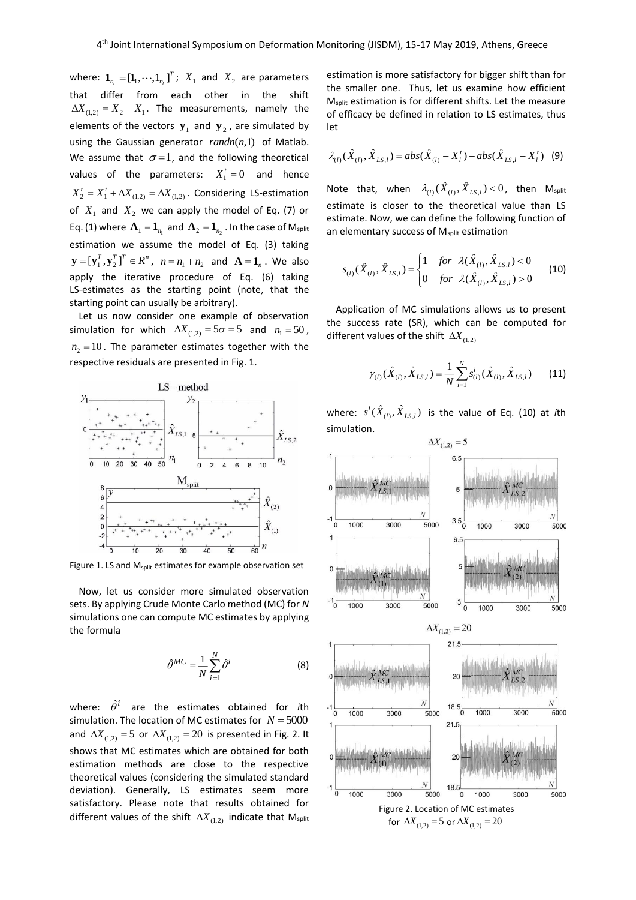where: $\mathbf{1}_{n_l} = [1_1, \cdots, 1_{n_l}]^T$ ; $X_1$ and $X_2$ are parameters that differ from each other in the shift $\Delta X_{(1,2)} = X_2 - X_1$. The measurements, namely the elements of the vectors $\mathbf{y}_1$ and $\mathbf{y}_2$, are simulated by using the Gaussian generator $randn(n,1)$ of Matlab. We assume that $\sigma = 1$, and the following theoretical values of the parameters: $X_1^t = 0$ and hence $X_2^t = X_1^t + \Delta X_{(1,2)} = \Delta X_{(1,2)}$. Considering LS-estimation of $X_1$ and $X_2$ we can apply the model of Eq. (7) or Eq. (1) where $\mathbf{A}_1 = \mathbf{1}_{n_1}$ and $\mathbf{A}_2 = \mathbf{1}_{n_2}$. In the case of M$_{split}$ estimation we assume the model of Eq. (3) taking $\mathbf{y} = [\mathbf{y}_1^T, \mathbf{y}_2^T]^T \in R^n$, $n = n_1 + n_2$ and $\mathbf{A} = \mathbf{1}_n$. We also apply the iterative procedure of Eq. (6) taking LS-estimates as the starting point (note, that the starting point can usually be arbitrary).

Let us now consider one example of observation simulation for which $\Delta X_{(1,2)} = 5\sigma = 5$ and $n_1 = 50$, $n_2 = 10$. The parameter estimates together with the respective residuals are presented in Fig. 1.

Figure 1. LS and M$_{split}$ estimates for example observation set

Now, let us consider more simulated observation sets. By applying Crude Monte Carlo method (MC) for *N* simulations one can compute MC estimates by applying the formula

$$\hat{\theta}^{MC} = \frac{1}{N}\sum_{i=1}^{N} \hat{\theta}^i \tag{8}$$

where: $\hat{\theta}^i$ are the estimates obtained for *i*th simulation. The location of MC estimates for $N = 5000$ and $\Delta X_{(1,2)} = 5$ or $\Delta X_{(1,2)} = 20$ is presented in Fig. 2. It shows that MC estimates which are obtained for both estimation methods are close to the respective theoretical values (considering the simulated standard deviation). Generally, LS estimates seem more satisfactory. Please note that results obtained for different values of the shift $\Delta X_{(1,2)}$ indicate that M$_{split}$ estimation is more satisfactory for bigger shift than for the smaller one. Thus, let us examine how efficient M$_{split}$ estimation is for different shifts. Let the measure of efficacy be defined in relation to LS estimates, thus let

$$\lambda_{(l)}(\hat{X}_{(l)}, \hat{X}_{LS,l}) = abs(\hat{X}_{(l)} - X_l^t) - abs(\hat{X}_{LS,l} - X_l^t) \tag{9}$$

Note that, when $\lambda_{(l)}(\hat{X}_{(l)}, \hat{X}_{LS,l}) < 0$, then M$_{split}$ estimate is closer to the theoretical value than LS estimate. Now, we can define the following function of an elementary success of M$_{split}$ estimation

$$s_{(l)}(\hat{X}_{(l)}, \hat{X}_{LS,l}) = \begin{cases} 1 & for \;\; \lambda(\hat{X}_{(l)}, \hat{X}_{LS,l}) < 0 \\ 0 & for \;\; \lambda(\hat{X}_{(l)}, \hat{X}_{LS,l}) > 0 \end{cases} \tag{10}$$

Application of MC simulations allows us to present the success rate (SR), which can be computed for different values of the shift $\Delta X_{(1,2)}$

$$\gamma_{(l)}(\hat{X}_{(l)}, \hat{X}_{LS,l}) = \frac{1}{N}\sum_{i=1}^{N} s_{(l)}^i(\hat{X}_{(l)}, \hat{X}_{LS,l}) \tag{11}$$

where: $s^i(\hat{X}_{(l)}, \hat{X}_{LS,l})$ is the value of Eq. (10) at *i*th simulation.

Figure 2. Location of MC estimates for $\Delta X_{(1,2)} = 5$ or $\Delta X_{(1,2)} = 20$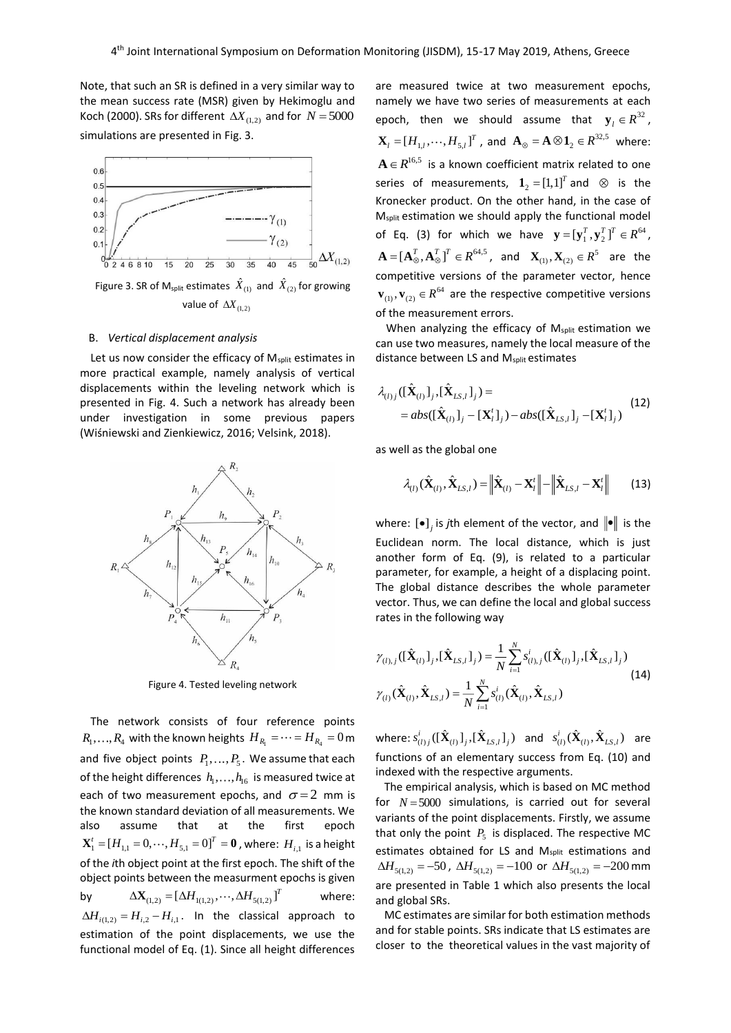Note, that such an SR is defined in a very similar way to the mean success rate (MSR) given by Hekimoglu and Koch (2000). SRs for different $\Delta X_{(1,2)}$ and for $N = 5000$ simulations are presented in Fig. 3.

Figure 3. SR of M$_{split}$ estimates $\hat{X}_{(1)}$ and $\hat{X}_{(2)}$ for growing value of $\Delta X_{(1,2)}$

## B. *Vertical displacement analysis*

Let us now consider the efficacy of M$_{split}$ estimates in more practical example, namely analysis of vertical displacements within the leveling network which is presented in Fig. 4. Such a network has already been under investigation in some previous papers (Wiśniewski and Zienkiewicz, 2016; Velsink, 2018).

Figure 4. Tested leveling network

The network consists of four reference points $R_1, \ldots, R_4$ with the known heights $H_{R_1} = \cdots = H_{R_4} = 0$ m and five object points $P_1, \ldots, P_5$. We assume that each of the height differences $h_1, \ldots, h_{16}$ is measured twice at each of two measurement epochs, and $\sigma = 2$ mm is the known standard deviation of all measurements. We also assume that at the first epoch $\mathbf{X}_1^t = [H_{1,1} = 0, \cdots, H_{5,1} = 0]^T = \mathbf{0}$, where: $H_{i,1}$ is a height of the *i*th object point at the first epoch. The shift of the object points between the measurment epochs is given by $\Delta\mathbf{X}_{(1,2)} = [\Delta H_{1(1,2)}, \cdots, \Delta H_{5(1,2)}]^T$ where: $\Delta H_{i(1,2)} = H_{i,2} - H_{i,1}$. In the classical approach to estimation of the point displacements, we use the functional model of Eq. (1). Since all height differences are measured twice at two measurement epochs, namely we have two series of measurements at each epoch, then we should assume that $\mathbf{y}_l \in R^{32}$, $\mathbf{X}_l = [H_{1,l}, \cdots, H_{5,l}]^T$, and $\mathbf{A}_{\otimes} = \mathbf{A} \otimes \mathbf{1}_2 \in R^{32,5}$ where: $\mathbf{A} \in R^{16,5}$ is a known coefficient matrix related to one series of measurements, $\mathbf{1}_2 = [1,1]^T$ and $\otimes$ is the Kronecker product. On the other hand, in the case of M$_{split}$ estimation we should apply the functional model of Eq. (3) for which we have $\mathbf{y} = [\mathbf{y}_1^T, \mathbf{y}_2^T]^T \in R^{64}$, $\mathbf{A} = [\mathbf{A}_{\otimes}^T, \mathbf{A}_{\otimes}^T]^T \in R^{64,5}$, and $\mathbf{X}_{(1)}, \mathbf{X}_{(2)} \in R^5$ are the competitive versions of the parameter vector, hence $\mathbf{v}_{(1)}, \mathbf{v}_{(2)} \in R^{64}$ are the respective competitive versions of the measurement errors.

When analyzing the efficacy of M$_{split}$ estimation we can use two measures, namely the local measure of the distance between LS and M$_{split}$ estimates

$$
\begin{aligned}
&\lambda_{(l)j}([\hat{\mathbf{X}}_{(l)}]_j, [\hat{\mathbf{X}}_{LS,l}]_j) = \\
&= abs([\hat{\mathbf{X}}_{(l)}]_j - [\mathbf{X}_l^t]_j) - abs([\hat{\mathbf{X}}_{LS,l}]_j - [\mathbf{X}_l^t]_j)
\end{aligned} \tag{12}
$$

as well as the global one

$$
\lambda_{(l)}(\hat{\mathbf{X}}_{(l)}, \hat{\mathbf{X}}_{LS,l}) = \left\| \hat{\mathbf{X}}_{(l)} - \mathbf{X}_l^t \right\| - \left\| \hat{\mathbf{X}}_{LS,l} - \mathbf{X}_l^t \right\| \tag{13}
$$

where: $[\bullet]_j$ is *j*th element of the vector, and $\|\bullet\|$ is the Euclidean norm. The local distance, which is just another form of Eq. (9), is related to a particular parameter, for example, a height of a displacing point. The global distance describes the whole parameter vector. Thus, we can define the local and global success rates in the following way

$$
\begin{aligned}
&\gamma_{(l),j}([\hat{\mathbf{X}}_{(l)}]_j, [\hat{\mathbf{X}}_{LS,l}]_j) = \frac{1}{N} \sum_{i=1}^{N} s_{(l),j}^i([\hat{\mathbf{X}}_{(l)}]_j, [\hat{\mathbf{X}}_{LS,l}]_j) \\
&\gamma_{(l)}(\hat{\mathbf{X}}_{(l)}, \hat{\mathbf{X}}_{LS,l}) = \frac{1}{N} \sum_{i=1}^{N} s_{(l)}^i(\hat{\mathbf{X}}_{(l)}, \hat{\mathbf{X}}_{LS,l})
\end{aligned} \tag{14}
$$

where: $s_{(l)j}^i([\hat{\mathbf{X}}_{(l)}]_j, [\hat{\mathbf{X}}_{LS,l}]_j)$ and $s_{(l)}^i(\hat{\mathbf{X}}_{(l)}, \hat{\mathbf{X}}_{LS,l})$ are functions of an elementary success from Eq. (10) and indexed with the respective arguments.

The empirical analysis, which is based on MC method for $N = 5000$ simulations, is carried out for several variants of the point displacements. Firstly, we assume that only the point $P_5$ is displaced. The respective MC estimates obtained for LS and M$_{split}$ estimations and $\Delta H_{5(1,2)} = -50$, $\Delta H_{5(1,2)} = -100$ or $\Delta H_{5(1,2)} = -200$ mm are presented in Table 1 which also presents the local and global SRs.

MC estimates are similar for both estimation methods and for stable points. SRs indicate that LS estimates are closer to the theoretical values in the vast majority of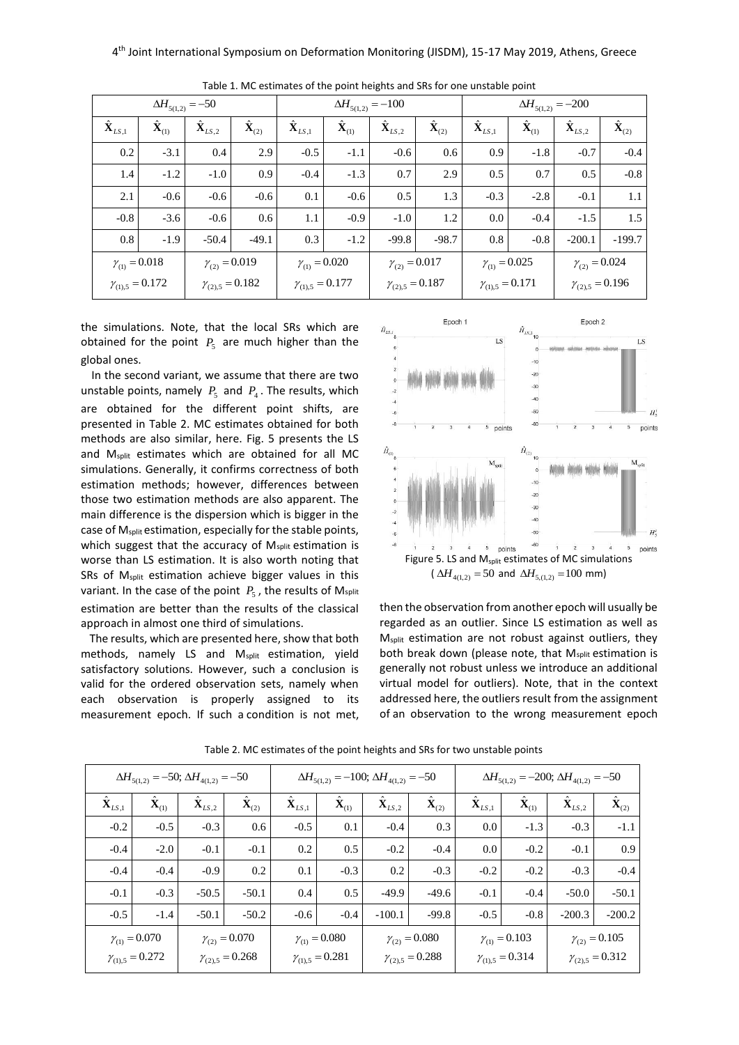Table 1. MC estimates of the point heights and SRs for one unstable point

| $\Delta H_{5(1,2)} = -50$ | | | | $\Delta H_{5(1,2)} = -100$ | | | | $\Delta H_{5(1,2)} = -200$ | | | |
|---|---|---|---|---|---|---|---|---|---|---|---|
| $\hat{\mathbf{X}}_{LS,1}$ | $\hat{\mathbf{X}}_{(1)}$ | $\hat{\mathbf{X}}_{LS,2}$ | $\hat{\mathbf{X}}_{(2)}$ | $\hat{\mathbf{X}}_{LS,1}$ | $\hat{\mathbf{X}}_{(1)}$ | $\hat{\mathbf{X}}_{LS,2}$ | $\hat{\mathbf{X}}_{(2)}$ | $\hat{\mathbf{X}}_{LS,1}$ | $\hat{\mathbf{X}}_{(1)}$ | $\hat{\mathbf{X}}_{LS,2}$ | $\hat{\mathbf{X}}_{(2)}$ |
| 0.2 | -3.1 | 0.4 | 2.9 | -0.5 | -1.1 | -0.6 | 0.6 | 0.9 | -1.8 | -0.7 | -0.4 |
| 1.4 | -1.2 | -1.0 | 0.9 | -0.4 | -1.3 | 0.7 | 2.9 | 0.5 | 0.7 | 0.5 | -0.8 |
| 2.1 | -0.6 | -0.6 | -0.6 | 0.1 | -0.6 | 0.5 | 1.3 | -0.3 | -2.8 | -0.1 | 1.1 |
| -0.8 | -3.6 | -0.6 | 0.6 | 1.1 | -0.9 | -1.0 | 1.2 | 0.0 | -0.4 | -1.5 | 1.5 |
| 0.8 | -1.9 | -50.4 | -49.1 | 0.3 | -1.2 | -99.8 | -98.7 | 0.8 | -0.8 | -200.1 | -199.7 |
| $\gamma_{(1)} = 0.018$<br>$\gamma_{(1),5} = 0.172$ | | $\gamma_{(2)} = 0.019$<br>$\gamma_{(2),5} = 0.182$ | | $\gamma_{(1)} = 0.020$<br>$\gamma_{(1),5} = 0.177$ | | $\gamma_{(2)} = 0.017$<br>$\gamma_{(2),5} = 0.187$ | | $\gamma_{(1)} = 0.025$<br>$\gamma_{(1),5} = 0.171$ | | $\gamma_{(2)} = 0.024$<br>$\gamma_{(2),5} = 0.196$ | |

the simulations. Note, that the local SRs which are obtained for the point $P_5$ are much higher than the global ones.

In the second variant, we assume that there are two unstable points, namely $P_5$ and $P_4$. The results, which are obtained for the different point shifts, are presented in Table 2. MC estimates obtained for both methods are also similar, here. Fig. 5 presents the LS and M$_{split}$ estimates which are obtained for all MC simulations. Generally, it confirms correctness of both estimation methods; however, differences between those two estimation methods are also apparent. The main difference is the dispersion which is bigger in the case of M$_{split}$ estimation, especially for the stable points, which suggest that the accuracy of M$_{split}$ estimation is worse than LS estimation. It is also worth noting that SRs of M$_{split}$ estimation achieve bigger values in this variant. In the case of the point $P_5$, the results of M$_{split}$ estimation are better than the results of the classical approach in almost one third of simulations.

Figure 5. LS and M$_{split}$ estimates of MC simulations ($\Delta H_{4(1,2)} = 50$ and $\Delta H_{5,(1,2)} = 100$ mm)

The results, which are presented here, show that both methods, namely LS and M$_{split}$ estimation, yield satisfactory solutions. However, such a conclusion is valid for the ordered observation sets, namely when each observation is properly assigned to its measurement epoch. If such a condition is not met, then the observation from another epoch will usually be regarded as an outlier. Since LS estimation as well as M$_{split}$ estimation are not robust against outliers, they both break down (please note, that M$_{split}$ estimation is generally not robust unless we introduce an additional virtual model for outliers). Note, that in the context addressed here, the outliers result from the assignment of an observation to the wrong measurement epoch

Table 2. MC estimates of the point heights and SRs for two unstable points

| $\Delta H_{5(1,2)} = -50$; $\Delta H_{4(1,2)} = -50$ | | | | $\Delta H_{5(1,2)} = -100$; $\Delta H_{4(1,2)} = -50$ | | | | $\Delta H_{5(1,2)} = -200$; $\Delta H_{4(1,2)} = -50$ | | | |
|---|---|---|---|---|---|---|---|---|---|---|---|
| $\hat{\mathbf{X}}_{LS,1}$ | $\hat{\mathbf{X}}_{(1)}$ | $\hat{\mathbf{X}}_{LS,2}$ | $\hat{\mathbf{X}}_{(2)}$ | $\hat{\mathbf{X}}_{LS,1}$ | $\hat{\mathbf{X}}_{(1)}$ | $\hat{\mathbf{X}}_{LS,2}$ | $\hat{\mathbf{X}}_{(2)}$ | $\hat{\mathbf{X}}_{LS,1}$ | $\hat{\mathbf{X}}_{(1)}$ | $\hat{\mathbf{X}}_{LS,2}$ | $\hat{\mathbf{X}}_{(2)}$ |
| -0.2 | -0.5 | -0.3 | 0.6 | -0.5 | 0.1 | -0.4 | 0.3 | 0.0 | -1.3 | -0.3 | -1.1 |
| -0.4 | -2.0 | -0.1 | -0.1 | 0.2 | 0.5 | -0.2 | -0.4 | 0.0 | -0.2 | -0.1 | 0.9 |
| -0.4 | -0.4 | -0.9 | 0.2 | 0.1 | -0.3 | 0.2 | -0.3 | -0.2 | -0.2 | -0.3 | -0.4 |
| -0.1 | -0.3 | -50.5 | -50.1 | 0.4 | 0.5 | -49.9 | -49.6 | -0.1 | -0.4 | -50.0 | -50.1 |
| -0.5 | -1.4 | -50.1 | -50.2 | -0.6 | -0.4 | -100.1 | -99.8 | -0.5 | -0.8 | -200.3 | -200.2 |
| $\gamma_{(1)} = 0.070$<br>$\gamma_{(1),5} = 0.272$ | | $\gamma_{(2)} = 0.070$<br>$\gamma_{(2),5} = 0.268$ | | $\gamma_{(1)} = 0.080$<br>$\gamma_{(1),5} = 0.281$ | | $\gamma_{(2)} = 0.080$<br>$\gamma_{(2),5} = 0.288$ | | $\gamma_{(1)} = 0.103$<br>$\gamma_{(1),5} = 0.314$ | | $\gamma_{(2)} = 0.105$<br>$\gamma_{(2),5} = 0.312$ | |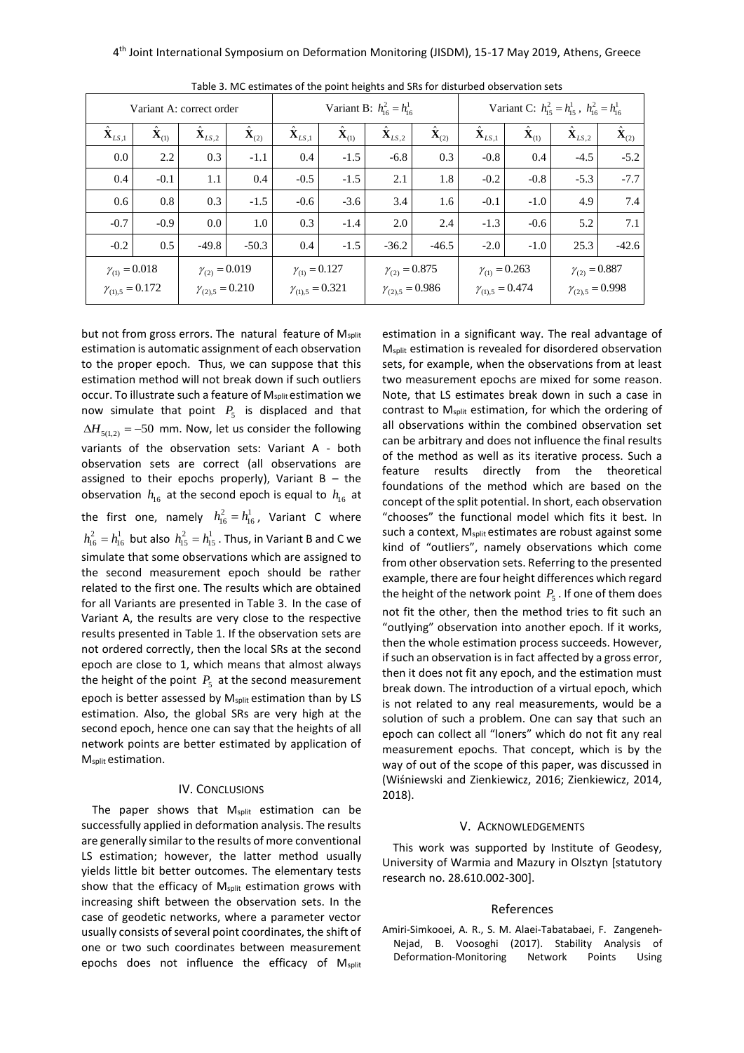Table 3. MC estimates of the point heights and SRs for disturbed observation sets

| Variant A: correct order | | | | Variant B: $h_{16}^2 = h_{16}^1$ | | | | Variant C: $h_{15}^2 = h_{15}^1$, $h_{16}^2 = h_{16}^1$ | | | |
|---|---|---|---|---|---|---|---|---|---|---|---|
| $\hat{\mathbf{X}}_{LS,1}$ | $\hat{\mathbf{X}}_{(1)}$ | $\hat{\mathbf{X}}_{LS,2}$ | $\hat{\mathbf{X}}_{(2)}$ | $\hat{\mathbf{X}}_{LS,1}$ | $\hat{\mathbf{X}}_{(1)}$ | $\hat{\mathbf{X}}_{LS,2}$ | $\hat{\mathbf{X}}_{(2)}$ | $\hat{\mathbf{X}}_{LS,1}$ | $\hat{\mathbf{X}}_{(1)}$ | $\hat{\mathbf{X}}_{LS,2}$ | $\hat{\mathbf{X}}_{(2)}$ |
| 0.0 | 2.2 | 0.3 | -1.1 | 0.4 | -1.5 | -6.8 | 0.3 | -0.8 | 0.4 | -4.5 | -5.2 |
| 0.4 | -0.1 | 1.1 | 0.4 | -0.5 | -1.5 | 2.1 | 1.8 | -0.2 | -0.8 | -5.3 | -7.7 |
| 0.6 | 0.8 | 0.3 | -1.5 | -0.6 | -3.6 | 3.4 | 1.6 | -0.1 | -1.0 | 4.9 | 7.4 |
| -0.7 | -0.9 | 0.0 | 1.0 | 0.3 | -1.4 | 2.0 | 2.4 | -1.3 | -0.6 | 5.2 | 7.1 |
| -0.2 | 0.5 | -49.8 | -50.3 | 0.4 | -1.5 | -36.2 | -46.5 | -2.0 | -1.0 | 25.3 | -42.6 |
| $\gamma_{(1)} = 0.018$ $\gamma_{(1),5} = 0.172$ | | $\gamma_{(2)} = 0.019$ $\gamma_{(2),5} = 0.210$ | | $\gamma_{(1)} = 0.127$ $\gamma_{(1),5} = 0.321$ | | $\gamma_{(2)} = 0.875$ $\gamma_{(2),5} = 0.986$ | | $\gamma_{(1)} = 0.263$ $\gamma_{(1),5} = 0.474$ | | $\gamma_{(2)} = 0.887$ $\gamma_{(2),5} = 0.998$ | |

but not from gross errors. The natural feature of $M_{split}$ estimation is automatic assignment of each observation to the proper epoch. Thus, we can suppose that this estimation method will not break down if such outliers occur. To illustrate such a feature of $M_{split}$ estimation we now simulate that point $P_5$ is displaced and that $\Delta H_{5(1,2)} = -50$ mm. Now, let us consider the following variants of the observation sets: Variant A - both observation sets are correct (all observations are assigned to their epochs properly), Variant B – the observation $h_{16}$ at the second epoch is equal to $h_{16}$ at the first one, namely $h_{16}^2 = h_{16}^1$, Variant C where $h_{16}^2 = h_{16}^1$ but also $h_{15}^2 = h_{15}^1$. Thus, in Variant B and C we simulate that some observations which are assigned to the second measurement epoch should be rather related to the first one. The results which are obtained for all Variants are presented in Table 3. In the case of Variant A, the results are very close to the respective results presented in Table 1. If the observation sets are not ordered correctly, then the local SRs at the second epoch are close to 1, which means that almost always the height of the point $P_5$ at the second measurement epoch is better assessed by $M_{split}$ estimation than by LS estimation. Also, the global SRs are very high at the second epoch, hence one can say that the heights of all network points are better estimated by application of $M_{split}$ estimation.

## IV. Conclusions

The paper shows that $M_{split}$ estimation can be successfully applied in deformation analysis. The results are generally similar to the results of more conventional LS estimation; however, the latter method usually yields little bit better outcomes. The elementary tests show that the efficacy of $M_{split}$ estimation grows with increasing shift between the observation sets. In the case of geodetic networks, where a parameter vector usually consists of several point coordinates, the shift of one or two such coordinates between measurement epochs does not influence the efficacy of $M_{split}$ estimation in a significant way. The real advantage of $M_{split}$ estimation is revealed for disordered observation sets, for example, when the observations from at least two measurement epochs are mixed for some reason. Note, that LS estimates break down in such a case in contrast to $M_{split}$ estimation, for which the ordering of all observations within the combined observation set can be arbitrary and does not influence the final results of the method as well as its iterative process. Such a feature results directly from the theoretical foundations of the method which are based on the concept of the split potential. In short, each observation "chooses" the functional model which fits it best. In such a context, $M_{split}$ estimates are robust against some kind of "outliers", namely observations which come from other observation sets. Referring to the presented example, there are four height differences which regard the height of the network point $P_5$. If one of them does not fit the other, then the method tries to fit such an "outlying" observation into another epoch. If it works, then the whole estimation process succeeds. However, if such an observation is in fact affected by a gross error, then it does not fit any epoch, and the estimation must break down. The introduction of a virtual epoch, which is not related to any real measurements, would be a solution of such a problem. One can say that such an epoch can collect all "loners" which do not fit any real measurement epochs. That concept, which is by the way of out of the scope of this paper, was discussed in (Wiśniewski and Zienkiewicz, 2016; Zienkiewicz, 2014, 2018).

## V. Acknowledgements

This work was supported by Institute of Geodesy, University of Warmia and Mazury in Olsztyn [statutory research no. 28.610.002-300].

## References

Amiri-Simkooei, A. R., S. M. Alaei-Tabatabaei, F. Zangeneh-Nejad, B. Voosoghi (2017). Stability Analysis of Deformation-Monitoring Network Points Using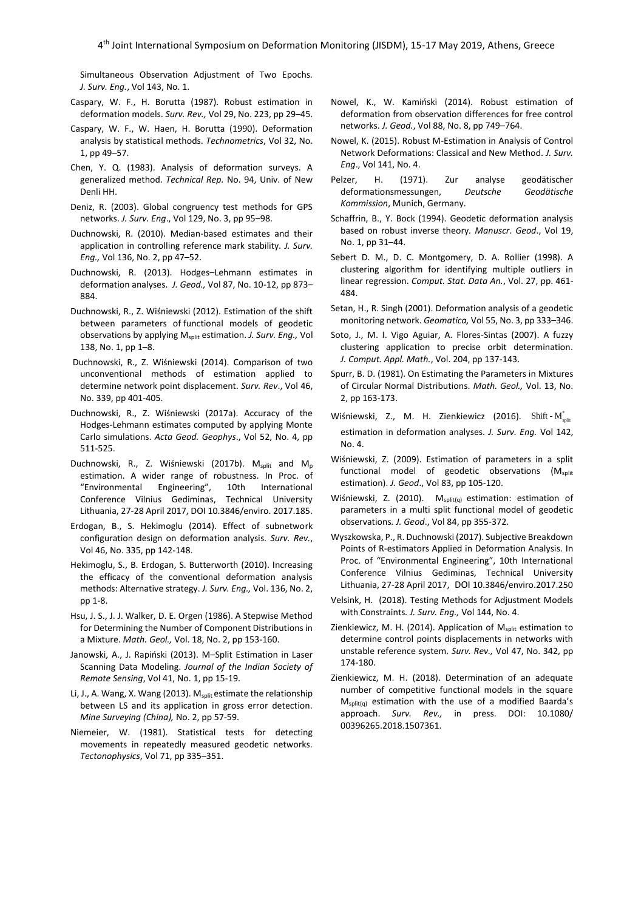Simultaneous Observation Adjustment of Two Epochs. *J. Surv. Eng.*, Vol 143, No. 1.

Caspary, W. F., H. Borutta (1987). Robust estimation in deformation models. *Surv. Rev.,* Vol 29, No. 223, pp 29–45.

Caspary, W. F., W. Haen, H. Borutta (1990). Deformation analysis by statistical methods. *Technometrics*, Vol 32, No. 1, pp 49–57.

Chen, Y. Q. (1983). Analysis of deformation surveys. A generalized method. *Technical Rep.* No. 94, Univ. of New Denli HH.

Deniz, R. (2003). Global congruency test methods for GPS networks. *J. Surv. Eng*., Vol 129, No. 3, pp 95–98.

Duchnowski, R. (2010). Median-based estimates and their application in controlling reference mark stability. *J. Surv. Eng.,* Vol 136, No. 2, pp 47–52.

Duchnowski, R. (2013). Hodges–Lehmann estimates in deformation analyses. *J. Geod.,* Vol 87, No. 10-12, pp 873–884.

Duchnowski, R., Z. Wiśniewski (2012). Estimation of the shift between parameters of functional models of geodetic observations by applying $M_{split}$ estimation. *J. Surv. Eng.,* Vol 138, No. 1, pp 1–8.

Duchnowski, R., Z. Wiśniewski (2014). Comparison of two unconventional methods of estimation applied to determine network point displacement. *Surv. Rev*., Vol 46, No. 339, pp 401-405.

Duchnowski, R., Z. Wiśniewski (2017a). Accuracy of the Hodges-Lehmann estimates computed by applying Monte Carlo simulations. *Acta Geod. Geophys*., Vol 52, No. 4, pp 511-525.

Duchnowski, R., Z. Wiśniewski (2017b). $M_{split}$ and $M_p$ estimation. A wider range of robustness. In Proc. of "Environmental Engineering", 10th International Conference Vilnius Gediminas, Technical University Lithuania, 27-28 April 2017, DOI 10.3846/enviro. 2017.185.

Erdogan, B., S. Hekimoglu (2014). Effect of subnetwork configuration design on deformation analysis. *Surv. Rev.*, Vol 46, No. 335, pp 142-148.

Hekimoglu, S., B. Erdogan, S. Butterworth (2010). Increasing the efficacy of the conventional deformation analysis methods: Alternative strategy. *J. Surv. Eng.,* Vol. 136, No. 2, pp 1-8.

Hsu, J. S., J. J. Walker, D. E. Orgen (1986). A Stepwise Method for Determining the Number of Component Distributions in a Mixture. *Math. Geol.,* Vol. 18, No. 2, pp 153-160.

Janowski, A., J. Rapiński (2013). M–Split Estimation in Laser Scanning Data Modeling. *Journal of the Indian Society of Remote Sensing*, Vol 41, No. 1, pp 15-19.

Li, J., A. Wang, X. Wang (2013). $M_{split}$ estimate the relationship between LS and its application in gross error detection. *Mine Surveying (China),* No. 2, pp 57-59.

Niemeier, W. (1981). Statistical tests for detecting movements in repeatedly measured geodetic networks. *Tectonophysics*, Vol 71, pp 335–351.

Nowel, K., W. Kamiński (2014). Robust estimation of deformation from observation differences for free control networks. *J. Geod.*, Vol 88, No. 8, pp 749–764.

Nowel, K. (2015). Robust M-Estimation in Analysis of Control Network Deformations: Classical and New Method. *J. Surv. Eng*., Vol 141, No. 4.

Pelzer, H. (1971). Zur analyse geodätischer deformationsmessungen, *Deutsche Geodätische Kommission*, Munich, Germany.

Schaffrin, B., Y. Bock (1994). Geodetic deformation analysis based on robust inverse theory. *Manuscr. Geod*., Vol 19, No. 1, pp 31–44.

Sebert D. M., D. C. Montgomery, D. A. Rollier (1998). A clustering algorithm for identifying multiple outliers in linear regression. *Comput. Stat. Data An.*, Vol. 27, pp. 461-484.

Setan, H., R. Singh (2001). Deformation analysis of a geodetic monitoring network. *Geomatica,* Vol 55, No. 3, pp 333–346.

Soto, J., M. I. Vigo Aguiar, A. Flores-Sintas (2007). A fuzzy clustering application to precise orbit determination. *J. Comput. Appl. Math.*, Vol. 204, pp 137-143.

Spurr, B. D. (1981). On Estimating the Parameters in Mixtures of Circular Normal Distributions. *Math. Geol.,* Vol. 13, No. 2, pp 163-173.

Wiśniewski, Z., M. H. Zienkiewicz (2016). $\text{Shift}-M^{*}_{split}$ estimation in deformation analyses. *J. Surv. Eng.* Vol 142, No. 4.

Wiśniewski, Z. (2009). Estimation of parameters in a split functional model of geodetic observations ($M_{split}$ estimation). *J. Geod*., Vol 83, pp 105-120.

Wiśniewski, Z. (2010). $M_{split(q)}$ estimation: estimation of parameters in a multi split functional model of geodetic observations. *J. Geod*., Vol 84, pp 355-372.

Wyszkowska, P., R. Duchnowski (2017). Subjective Breakdown Points of R-estimators Applied in Deformation Analysis. In Proc. of "Environmental Engineering", 10th International Conference Vilnius Gediminas, Technical University Lithuania, 27-28 April 2017, DOI 10.3846/enviro.2017.250

Velsink, H. (2018). Testing Methods for Adjustment Models with Constraints. *J. Surv. Eng.,* Vol 144, No. 4.

Zienkiewicz, M. H. (2014). Application of $M_{split}$ estimation to determine control points displacements in networks with unstable reference system. *Surv. Rev.,* Vol 47, No. 342, pp 174-180.

Zienkiewicz, M. H. (2018). Determination of an adequate number of competitive functional models in the square $M_{split(q)}$ estimation with the use of a modified Baarda's approach. *Surv. Rev.,* in press. DOI: 10.1080/ 00396265.2018.1507361.